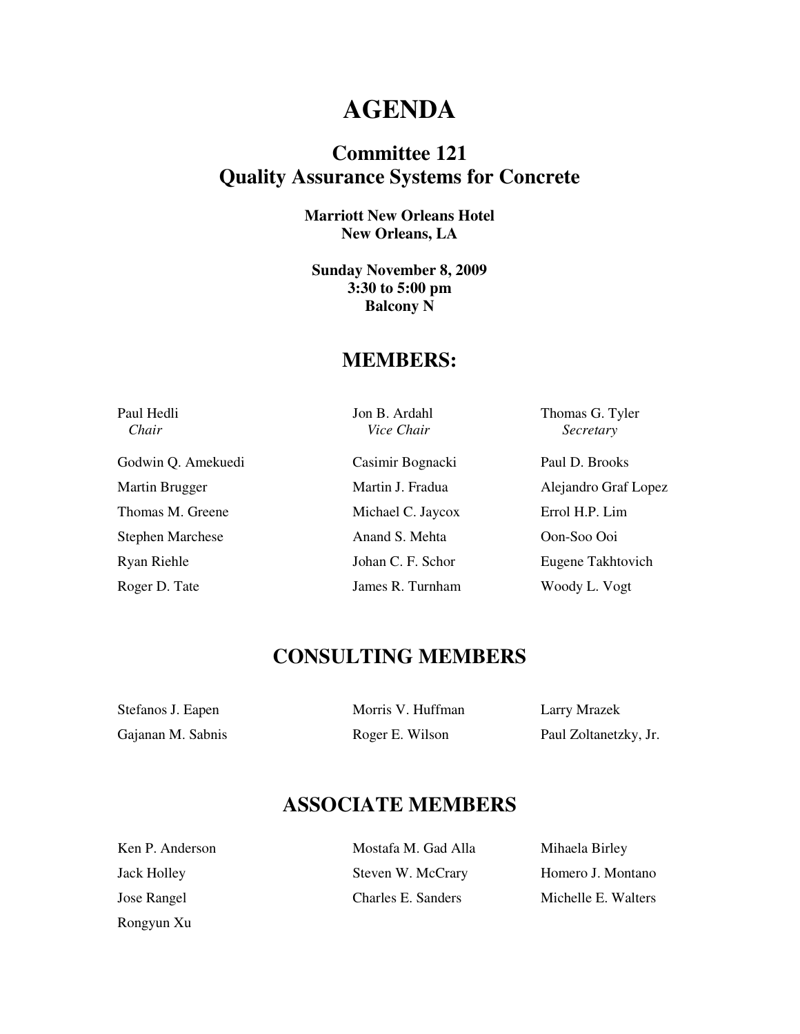# AGENDA

## Committee 121
## Quality Assurance Systems for Concrete

**Marriott New Orleans Hotel**
**New Orleans, LA**

**Sunday November 8, 2009**
**3:30 to 5:00 pm**
**Balcony N**

## MEMBERS:

| | | |
|---|---|---|
| Paul Hedli<br>*Chair* | Jon B. Ardahl<br>*Vice Chair* | Thomas G. Tyler<br>*Secretary* |
| Godwin Q. Amekuedi | Casimir Bognacki | Paul D. Brooks |
| Martin Brugger | Martin J. Fradua | Alejandro Graf Lopez |
| Thomas M. Greene | Michael C. Jaycox | Errol H.P. Lim |
| Stephen Marchese | Anand S. Mehta | Oon-Soo Ooi |
| Ryan Riehle | Johan C. F. Schor | Eugene Takhtovich |
| Roger D. Tate | James R. Turnham | Woody L. Vogt |

## CONSULTING MEMBERS

| | | |
|---|---|---|
| Stefanos J. Eapen | Morris V. Huffman | Larry Mrazek |
| Gajanan M. Sabnis | Roger E. Wilson | Paul Zoltanetzky, Jr. |

## ASSOCIATE MEMBERS

| | | |
|---|---|---|
| Ken P. Anderson | Mostafa M. Gad Alla | Mihaela Birley |
| Jack Holley | Steven W. McCrary | Homero J. Montano |
| Jose Rangel | Charles E. Sanders | Michelle E. Walters |
| Rongyun Xu | | |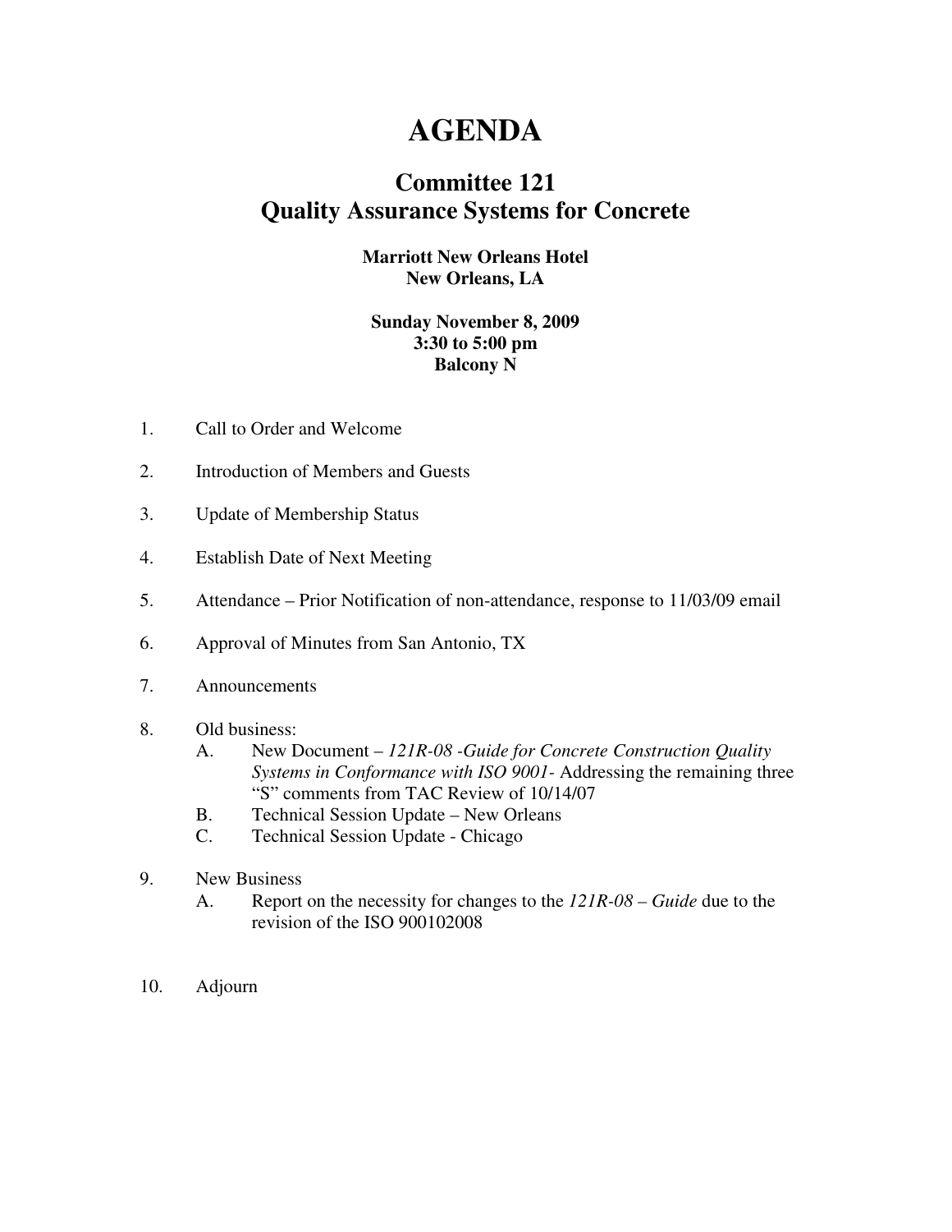# AGENDA

## Committee 121
## Quality Assurance Systems for Concrete

**Marriott New Orleans Hotel**
**New Orleans, LA**

**Sunday November 8, 2009**
**3:30 to 5:00 pm**
**Balcony N**

1. Call to Order and Welcome

2. Introduction of Members and Guests

3. Update of Membership Status

4. Establish Date of Next Meeting

5. Attendance – Prior Notification of non-attendance, response to 11/03/09 email

6. Approval of Minutes from San Antonio, TX

7. Announcements

8. Old business:
   - A. New Document – *121R-08 -Guide for Concrete Construction Quality Systems in Conformance with ISO 9001-* Addressing the remaining three “S” comments from TAC Review of 10/14/07
   - B. Technical Session Update – New Orleans
   - C. Technical Session Update - Chicago

9. New Business
   - A. Report on the necessity for changes to the *121R-08 – Guide* due to the revision of the ISO 900102008

10. Adjourn